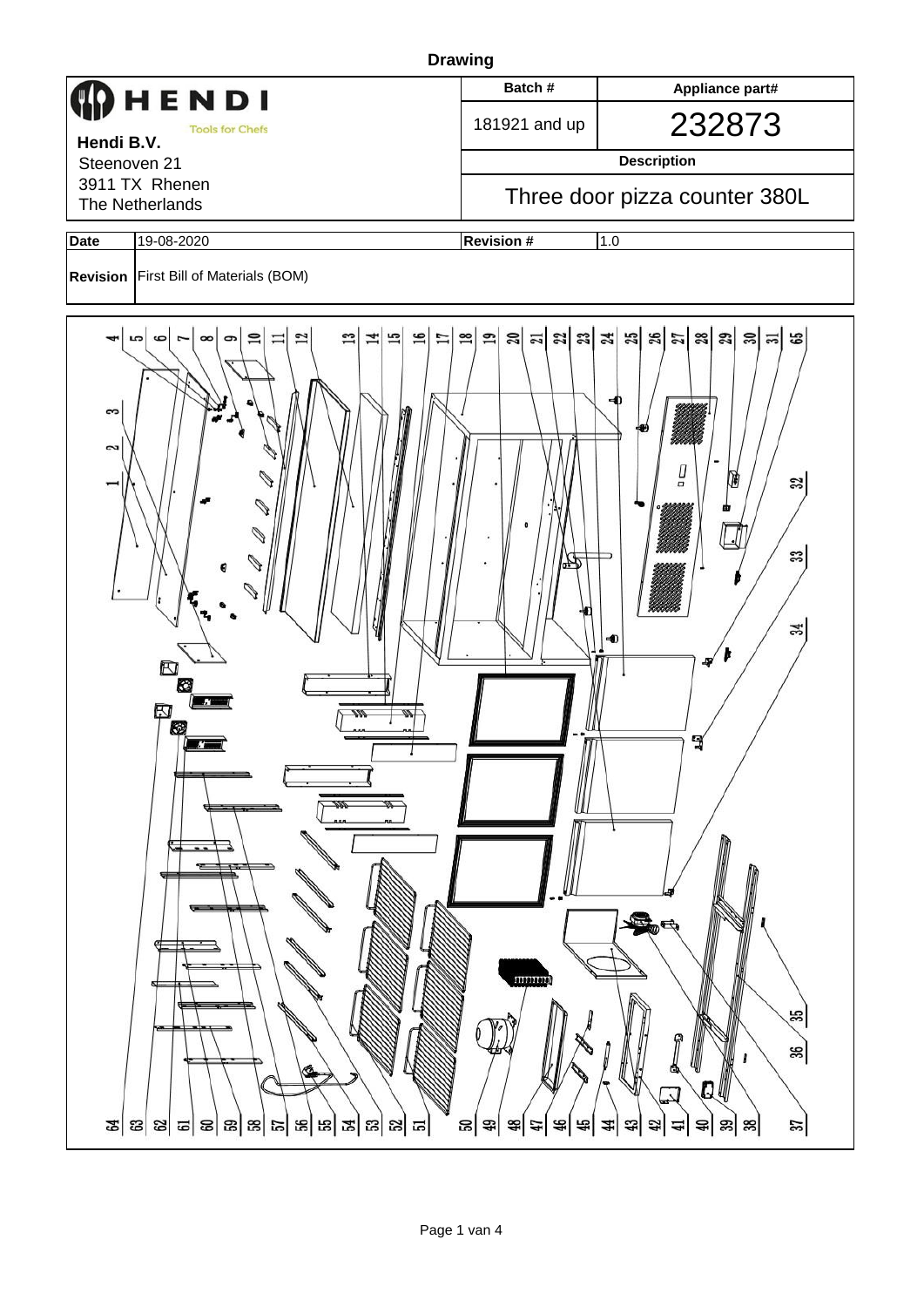# Drawing

| | Batch # | Appliance part# |
|---|---|---|
| **HENDI** Tools for Chefs<br>**Hendi B.V.**<br>Steenoven 21<br>3911 TX Rhenen<br>The Netherlands | 181921 and up | 232873 |
| | **Description** | |
| | Three door pizza counter 380L | |

| Date | 19-08-2020 | Revision # | 1.0 |
|---|---|---|---|
| **Revision** | First Bill of Materials (BOM) | | |

4 5 6 7 8 9 10 11 12 13 14 15 16 17 18 19 20 21 22 23 24 25 26 27 28 29 30 31 65

3 2 1 32 33 34 35 36

64 63 62 61 60 59 58 57 56 55 54 53 52 51 50 49 48 47 46 45 44 43 42 41 40 39 38 37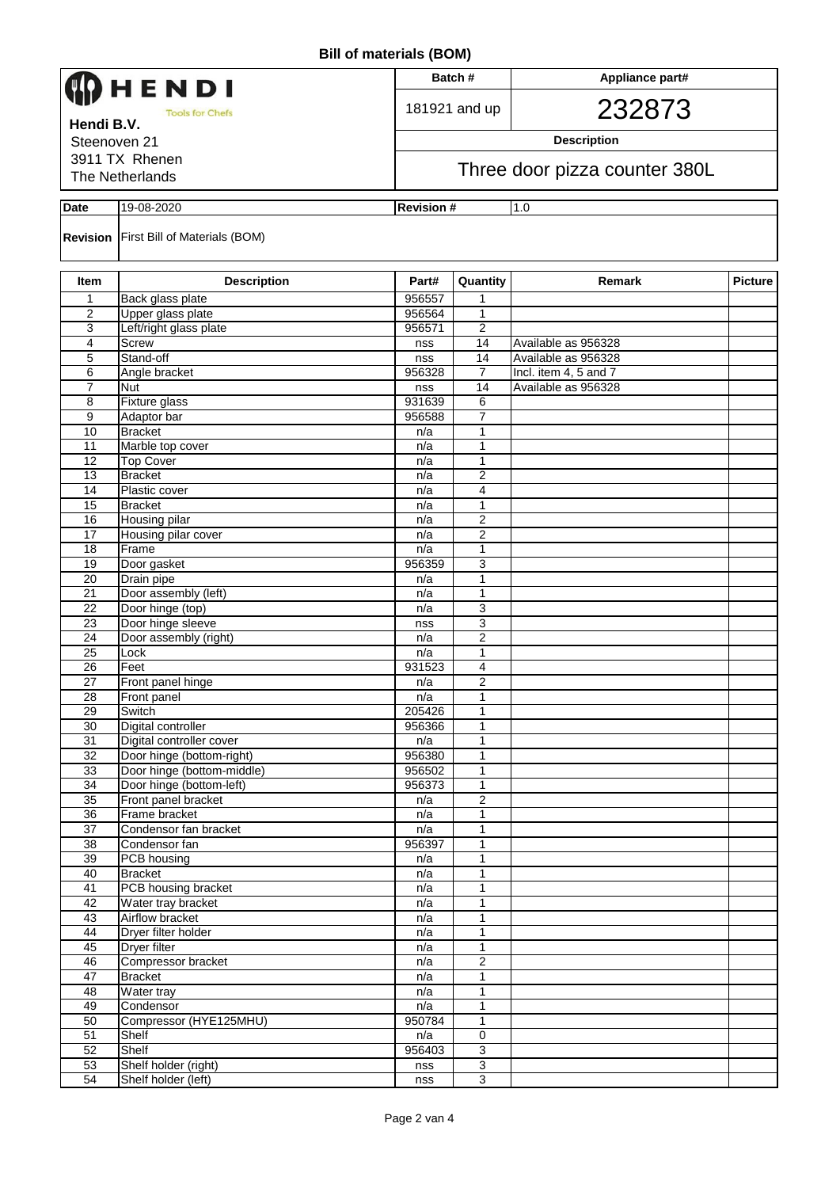# Bill of materials (BOM)

| HENDI Tools for Chefs | Batch # | Appliance part# |
|---|---|---|
| **Hendi B.V.** | 181921 and up | 232873 |
| Steenoven 21 | **Description** | |
| 3911 TX Rhenen | Three door pizza counter 380L | |
| The Netherlands | | |

| **Date** | 19-08-2020 | **Revision #** | 1.0 |
|---|---|---|---|
| **Revision** | First Bill of Materials (BOM) | | |

| Item | Description | Part# | Quantity | Remark | Picture |
|---|---|---|---|---|---|
| 1 | Back glass plate | 956557 | 1 | | |
| 2 | Upper glass plate | 956564 | 1 | | |
| 3 | Left/right glass plate | 956571 | 2 | | |
| 4 | Screw | nss | 14 | Available as 956328 | |
| 5 | Stand-off | nss | 14 | Available as 956328 | |
| 6 | Angle bracket | 956328 | 7 | Incl. item 4, 5 and 7 | |
| 7 | Nut | nss | 14 | Available as 956328 | |
| 8 | Fixture glass | 931639 | 6 | | |
| 9 | Adaptor bar | 956588 | 7 | | |
| 10 | Bracket | n/a | 1 | | |
| 11 | Marble top cover | n/a | 1 | | |
| 12 | Top Cover | n/a | 1 | | |
| 13 | Bracket | n/a | 2 | | |
| 14 | Plastic cover | n/a | 4 | | |
| 15 | Bracket | n/a | 1 | | |
| 16 | Housing pilar | n/a | 2 | | |
| 17 | Housing pilar cover | n/a | 2 | | |
| 18 | Frame | n/a | 1 | | |
| 19 | Door gasket | 956359 | 3 | | |
| 20 | Drain pipe | n/a | 1 | | |
| 21 | Door assembly (left) | n/a | 1 | | |
| 22 | Door hinge (top) | n/a | 3 | | |
| 23 | Door hinge sleeve | nss | 3 | | |
| 24 | Door assembly (right) | n/a | 2 | | |
| 25 | Lock | n/a | 1 | | |
| 26 | Feet | 931523 | 4 | | |
| 27 | Front panel hinge | n/a | 2 | | |
| 28 | Front panel | n/a | 1 | | |
| 29 | Switch | 205426 | 1 | | |
| 30 | Digital controller | 956366 | 1 | | |
| 31 | Digital controller cover | n/a | 1 | | |
| 32 | Door hinge (bottom-right) | 956380 | 1 | | |
| 33 | Door hinge (bottom-middle) | 956502 | 1 | | |
| 34 | Door hinge (bottom-left) | 956373 | 1 | | |
| 35 | Front panel bracket | n/a | 2 | | |
| 36 | Frame bracket | n/a | 1 | | |
| 37 | Condensor fan bracket | n/a | 1 | | |
| 38 | Condensor fan | 956397 | 1 | | |
| 39 | PCB housing | n/a | 1 | | |
| 40 | Bracket | n/a | 1 | | |
| 41 | PCB housing bracket | n/a | 1 | | |
| 42 | Water tray bracket | n/a | 1 | | |
| 43 | Airflow bracket | n/a | 1 | | |
| 44 | Dryer filter holder | n/a | 1 | | |
| 45 | Dryer filter | n/a | 1 | | |
| 46 | Compressor bracket | n/a | 2 | | |
| 47 | Bracket | n/a | 1 | | |
| 48 | Water tray | n/a | 1 | | |
| 49 | Condensor | n/a | 1 | | |
| 50 | Compressor (HYE125MHU) | 950784 | 1 | | |
| 51 | Shelf | n/a | 0 | | |
| 52 | Shelf | 956403 | 3 | | |
| 53 | Shelf holder (right) | nss | 3 | | |
| 54 | Shelf holder (left) | nss | 3 | | |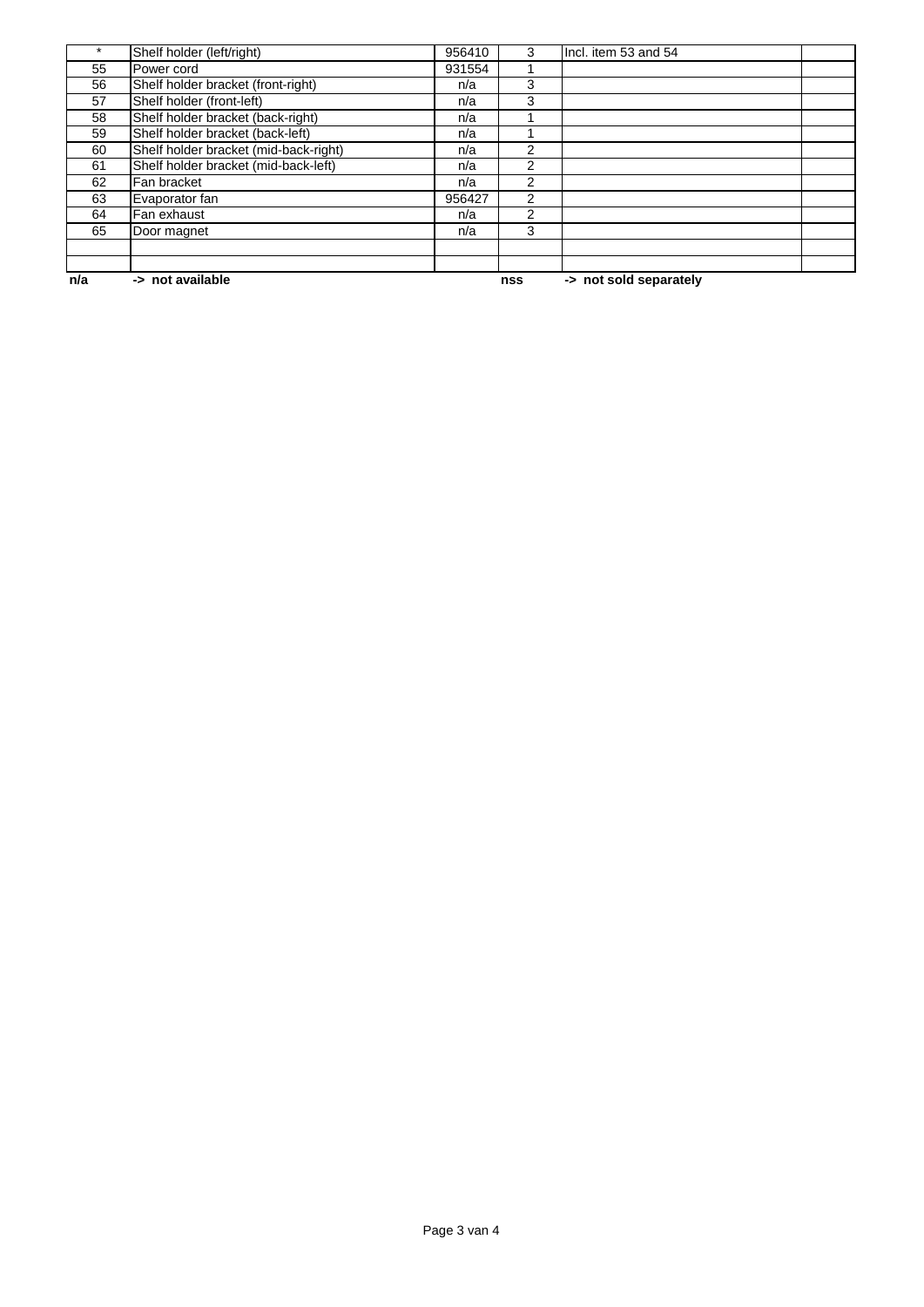| | | | | | |
|---|---|---|---|---|---|
| * | Shelf holder (left/right) | 956410 | 3 | Incl. item 53 and 54 | |
| 55 | Power cord | 931554 | 1 | | |
| 56 | Shelf holder bracket (front-right) | n/a | 3 | | |
| 57 | Shelf holder (front-left) | n/a | 3 | | |
| 58 | Shelf holder bracket (back-right) | n/a | 1 | | |
| 59 | Shelf holder bracket (back-left) | n/a | 1 | | |
| 60 | Shelf holder bracket (mid-back-right) | n/a | 2 | | |
| 61 | Shelf holder bracket (mid-back-left) | n/a | 2 | | |
| 62 | Fan bracket | n/a | 2 | | |
| 63 | Evaporator fan | 956427 | 2 | | |
| 64 | Fan exhaust | n/a | 2 | | |
| 65 | Door magnet | n/a | 3 | | |
| | | | | | |
| | | | | | |

**n/a** **-> not available** **nss** **-> not sold separately**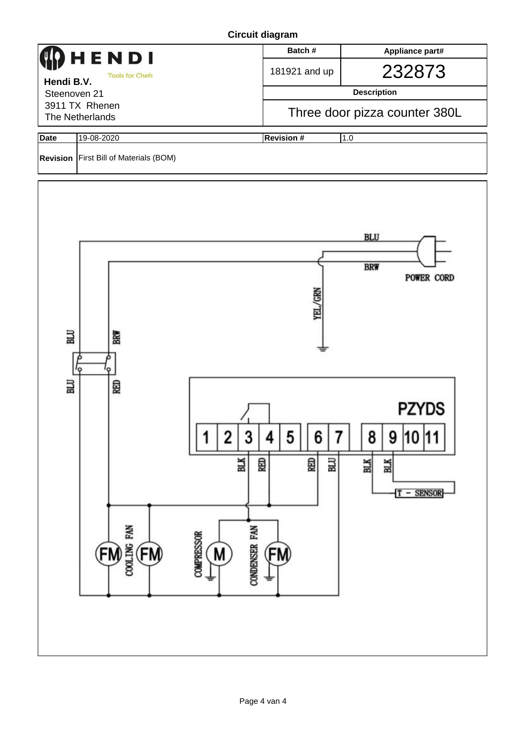# Circuit diagram

| HENDI – Tools for Chefs | Batch # | Appliance part# |
|---|---|---|
| **Hendi B.V.** Steenoven 21, 3911 TX Rhenen, The Netherlands | 181921 and up | 232873 |
| | **Description** | |
| | Three door pizza counter 380L | |

| | | | |
|---|---|---|---|
| **Date** | 19-08-2020 | **Revision #** | 1.0 |
| **Revision** | First Bill of Materials (BOM) | | |

BLU

BRW

POWER CORD

YEL/GRN

BLU

BRW

BLU

RED

PZYDS

1 2 3 4 5 6 7 8 9 10 11

BLK RED RED BLU BLK BLK

T - SENSOR

FM FM COOLING FAN

COMPRESSOR M

CONDENSER FAN FM